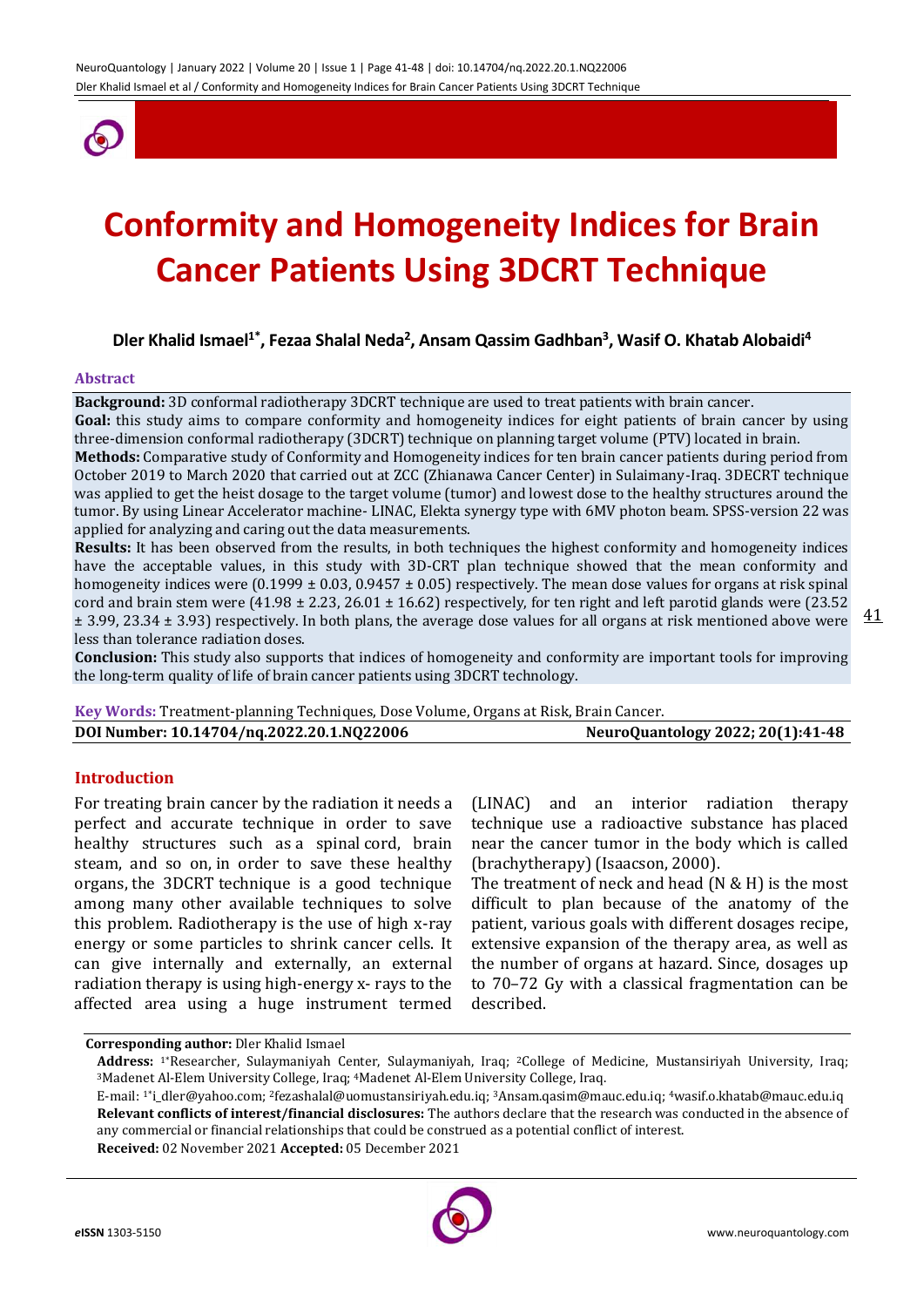# Conformity and Homogeneity Indices for Brain Cancer Patients Using 3DCRT Technique

**Dler Khalid Ismael[1*], Fezaa Shalal Neda[2], Ansam Qassim Gadhban[3], Wasif O. Khatab Alobaidi[4]**

## Abstract

**Background:** 3D conformal radiotherapy 3DCRT technique are used to treat patients with brain cancer.

**Goal:** this study aims to compare conformity and homogeneity indices for eight patients of brain cancer by using three-dimension conformal radiotherapy (3DCRT) technique on planning target volume (PTV) located in brain.

**Methods:** Comparative study of Conformity and Homogeneity indices for ten brain cancer patients during period from October 2019 to March 2020 that carried out at ZCC (Zhianawa Cancer Center) in Sulaimany-Iraq. 3DECRT technique was applied to get the heist dosage to the target volume (tumor) and lowest dose to the healthy structures around the tumor. By using Linear Accelerator machine- LINAC, Elekta synergy type with 6MV photon beam. SPSS-version 22 was applied for analyzing and caring out the data measurements.

**Results:** It has been observed from the results, in both techniques the highest conformity and homogeneity indices have the acceptable values, in this study with 3D-CRT plan technique showed that the mean conformity and homogeneity indices were (0.1999 ± 0.03, 0.9457 ± 0.05) respectively. The mean dose values for organs at risk spinal cord and brain stem were (41.98 ± 2.23, 26.01 ± 16.62) respectively, for ten right and left parotid glands were (23.52 ± 3.99, 23.34 ± 3.93) respectively. In both plans, the average dose values for all organs at risk mentioned above were less than tolerance radiation doses.

**Conclusion:** This study also supports that indices of homogeneity and conformity are important tools for improving the long-term quality of life of brain cancer patients using 3DCRT technology.

**Key Words:** Treatment-planning Techniques, Dose Volume, Organs at Risk, Brain Cancer.

**DOI Number: 10.14704/nq.2022.20.1.NQ22006** **NeuroQuantology 2022; 20(1):41-48**

## Introduction

For treating brain cancer by the radiation it needs a perfect and accurate technique in order to save healthy structures such as a spinal cord, brain steam, and so on, in order to save these healthy organs, the 3DCRT technique is a good technique among many other available techniques to solve this problem. Radiotherapy is the use of high x-ray energy or some particles to shrink cancer cells. It can give internally and externally, an external radiation therapy is using high-energy x- rays to the affected area using a huge instrument termed (LINAC) and an interior radiation therapy technique use a radioactive substance has placed near the cancer tumor in the body which is called (brachytherapy) (Isaacson, 2000).

The treatment of neck and head (N & H) is the most difficult to plan because of the anatomy of the patient, various goals with different dosages recipe, extensive expansion of the therapy area, as well as the number of organs at hazard. Since, dosages up to 70–72 Gy with a classical fragmentation can be described.

---

**Corresponding author:** Dler Khalid Ismael

**Address:** [1*]Researcher, Sulaymaniyah Center, Sulaymaniyah, Iraq; [2]College of Medicine, Mustansiriyah University, Iraq; [3]Madenet Al-Elem University College, Iraq; [4]Madenet Al-Elem University College, Iraq.

E-mail: [1*]i_dler@yahoo.com; [2]fezashalal@uomustansiriyah.edu.iq; [3]Ansam.qasim@mauc.edu.iq; [4]wasif.o.khatab@mauc.edu.iq

**Relevant conflicts of interest/financial disclosures:** The authors declare that the research was conducted in the absence of any commercial or financial relationships that could be construed as a potential conflict of interest.

**Received:** 02 November 2021 **Accepted:** 05 December 2021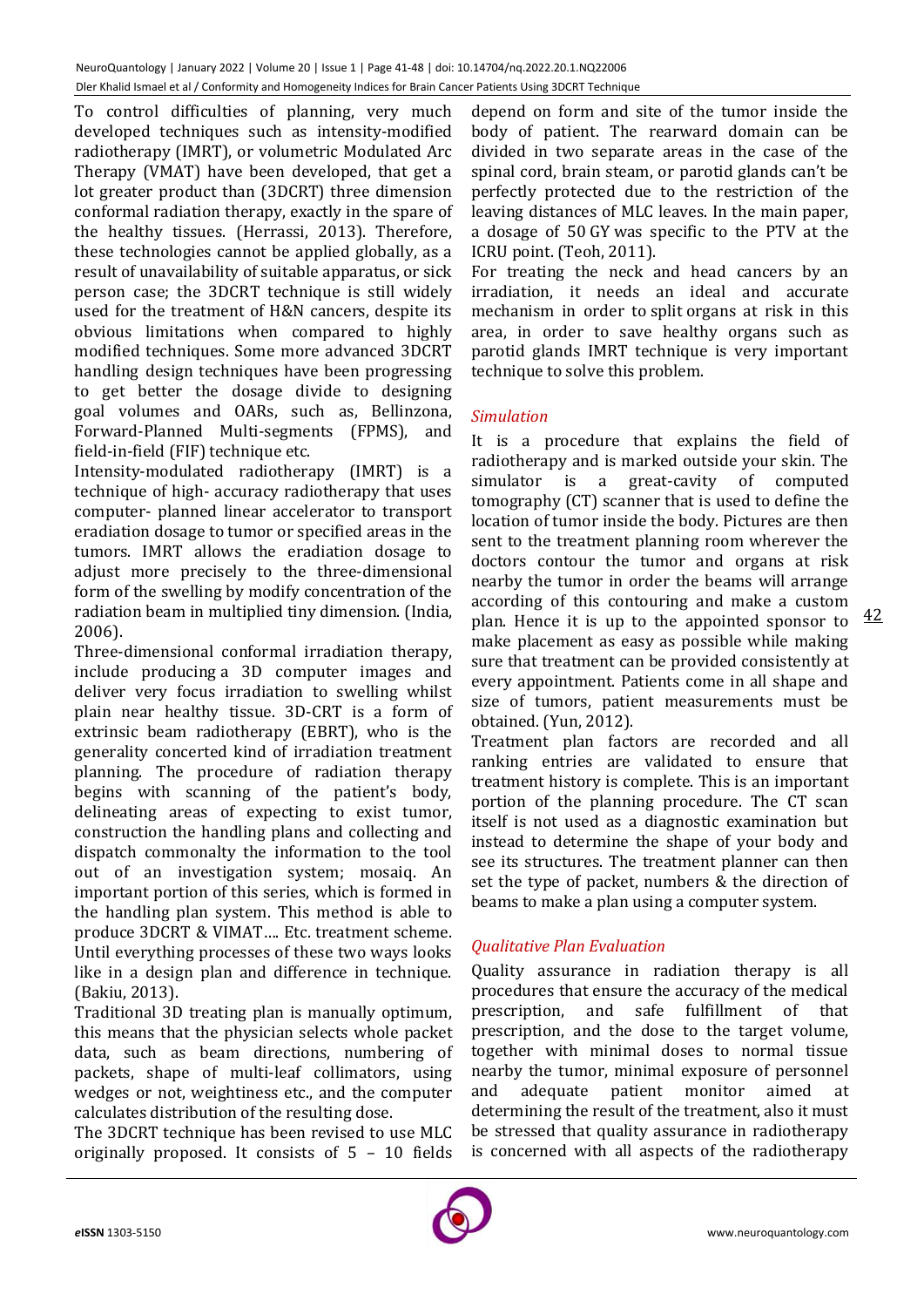To control difficulties of planning, very much developed techniques such as intensity-modified radiotherapy (IMRT), or volumetric Modulated Arc Therapy (VMAT) have been developed, that get a lot greater product than (3DCRT) three dimension conformal radiation therapy, exactly in the spare of the healthy tissues. (Herrassi, 2013). Therefore, these technologies cannot be applied globally, as a result of unavailability of suitable apparatus, or sick person case; the 3DCRT technique is still widely used for the treatment of H&N cancers, despite its obvious limitations when compared to highly modified techniques. Some more advanced 3DCRT handling design techniques have been progressing to get better the dosage divide to designing goal volumes and OARs, such as, Bellinzona, Forward-Planned Multi-segments (FPMS), and field-in-field (FIF) technique etc.

Intensity-modulated radiotherapy (IMRT) is a technique of high- accuracy radiotherapy that uses computer- planned linear accelerator to transport eradiation dosage to tumor or specified areas in the tumors. IMRT allows the eradiation dosage to adjust more precisely to the three-dimensional form of the swelling by modify concentration of the radiation beam in multiplied tiny dimension. (India, 2006).

Three-dimensional conformal irradiation therapy, include producing a 3D computer images and deliver very focus irradiation to swelling whilst plain near healthy tissue. 3D-CRT is a form of extrinsic beam radiotherapy (EBRT), who is the generality concerted kind of irradiation treatment planning. The procedure of radiation therapy begins with scanning of the patient's body, delineating areas of expecting to exist tumor, construction the handling plans and collecting and dispatch commonalty the information to the tool out of an investigation system; mosaiq. An important portion of this series, which is formed in the handling plan system. This method is able to produce 3DCRT & VIMAT…. Etc. treatment scheme. Until everything processes of these two ways looks like in a design plan and difference in technique. (Bakiu, 2013).

Traditional 3D treating plan is manually optimum, this means that the physician selects whole packet data, such as beam directions, numbering of packets, shape of multi-leaf collimators, using wedges or not, weightiness etc., and the computer calculates distribution of the resulting dose.

The 3DCRT technique has been revised to use MLC originally proposed. It consists of 5 – 10 fields depend on form and site of the tumor inside the body of patient. The rearward domain can be divided in two separate areas in the case of the spinal cord, brain steam, or parotid glands can't be perfectly protected due to the restriction of the leaving distances of MLC leaves. In the main paper, a dosage of 50 GY was specific to the PTV at the ICRU point. (Teoh, 2011).

For treating the neck and head cancers by an irradiation, it needs an ideal and accurate mechanism in order to split organs at risk in this area, in order to save healthy organs such as parotid glands IMRT technique is very important technique to solve this problem.

## *Simulation*

It is a procedure that explains the field of radiotherapy and is marked outside your skin. The simulator is a great-cavity of computed tomography (CT) scanner that is used to define the location of tumor inside the body. Pictures are then sent to the treatment planning room wherever the doctors contour the tumor and organs at risk nearby the tumor in order the beams will arrange according of this contouring and make a custom plan. Hence it is up to the appointed sponsor to make placement as easy as possible while making sure that treatment can be provided consistently at every appointment. Patients come in all shape and size of tumors, patient measurements must be obtained. (Yun, 2012).

Treatment plan factors are recorded and all ranking entries are validated to ensure that treatment history is complete. This is an important portion of the planning procedure. The CT scan itself is not used as a diagnostic examination but instead to determine the shape of your body and see its structures. The treatment planner can then set the type of packet, numbers & the direction of beams to make a plan using a computer system.

## *Qualitative Plan Evaluation*

Quality assurance in radiation therapy is all procedures that ensure the accuracy of the medical prescription, and safe fulfillment of that prescription, and the dose to the target volume, together with minimal doses to normal tissue nearby the tumor, minimal exposure of personnel and adequate patient monitor aimed at determining the result of the treatment, also it must be stressed that quality assurance in radiotherapy is concerned with all aspects of the radiotherapy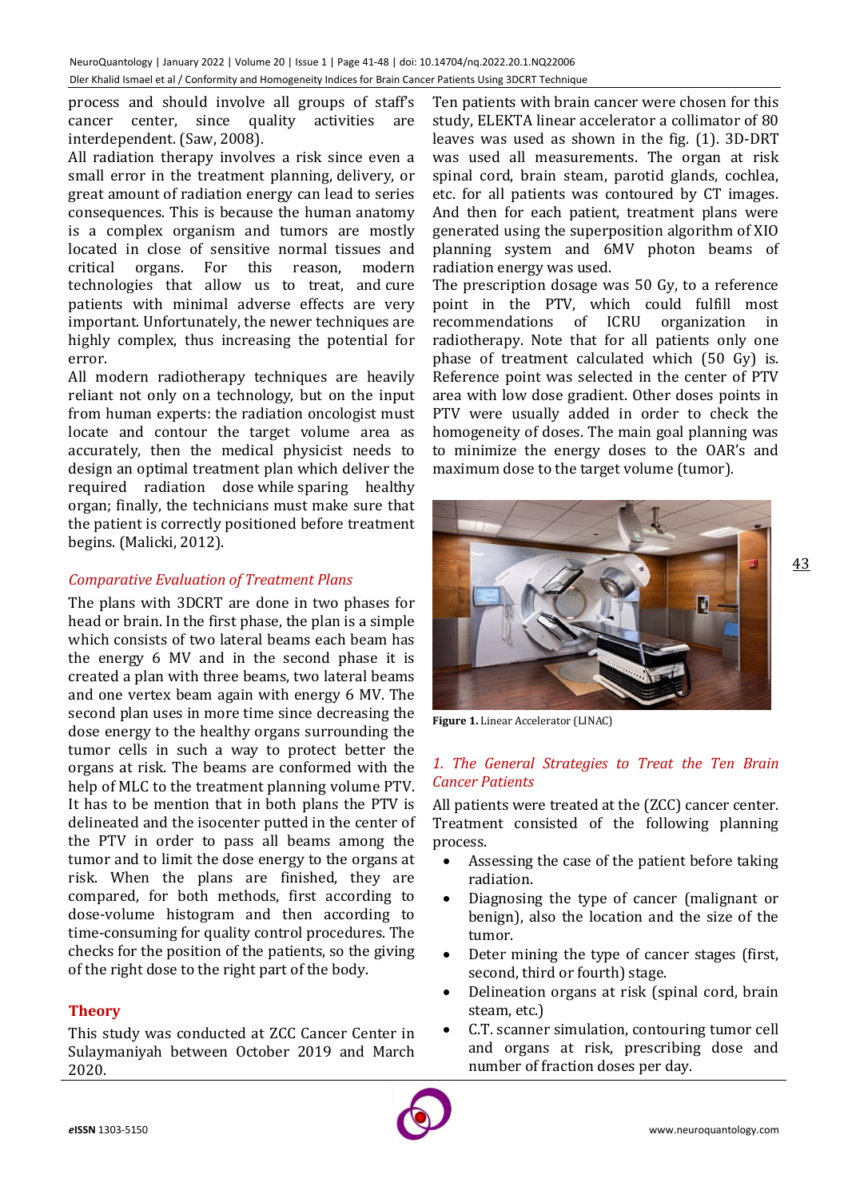process and should involve all groups of staff's cancer center, since quality activities are interdependent. (Saw, 2008).

All radiation therapy involves a risk since even a small error in the treatment planning, delivery, or great amount of radiation energy can lead to series consequences. This is because the human anatomy is a complex organism and tumors are mostly located in close of sensitive normal tissues and critical organs. For this reason, modern technologies that allow us to treat, and cure patients with minimal adverse effects are very important. Unfortunately, the newer techniques are highly complex, thus increasing the potential for error.

All modern radiotherapy techniques are heavily reliant not only on a technology, but on the input from human experts: the radiation oncologist must locate and contour the target volume area as accurately, then the medical physicist needs to design an optimal treatment plan which deliver the required radiation dose while sparing healthy organ; finally, the technicians must make sure that the patient is correctly positioned before treatment begins. (Malicki, 2012).

*Comparative Evaluation of Treatment Plans*

The plans with 3DCRT are done in two phases for head or brain. In the first phase, the plan is a simple which consists of two lateral beams each beam has the energy 6 MV and in the second phase it is created a plan with three beams, two lateral beams and one vertex beam again with energy 6 MV. The second plan uses in more time since decreasing the dose energy to the healthy organs surrounding the tumor cells in such a way to protect better the organs at risk. The beams are conformed with the help of MLC to the treatment planning volume PTV. It has to be mention that in both plans the PTV is delineated and the isocenter putted in the center of the PTV in order to pass all beams among the tumor and to limit the dose energy to the organs at risk. When the plans are finished, they are compared, for both methods, first according to dose-volume histogram and then according to time-consuming for quality control procedures. The checks for the position of the patients, so the giving of the right dose to the right part of the body.

## Theory

This study was conducted at ZCC Cancer Center in Sulaymaniyah between October 2019 and March 2020.

Ten patients with brain cancer were chosen for this study, ELEKTA linear accelerator a collimator of 80 leaves was used as shown in the fig. (1). 3D-DRT was used all measurements. The organ at risk spinal cord, brain steam, parotid glands, cochlea, etc. for all patients was contoured by CT images. And then for each patient, treatment plans were generated using the superposition algorithm of XIO planning system and 6MV photon beams of radiation energy was used.

The prescription dosage was 50 Gy, to a reference point in the PTV, which could fulfill most recommendations of ICRU organization in radiotherapy. Note that for all patients only one phase of treatment calculated which (50 Gy) is. Reference point was selected in the center of PTV area with low dose gradient. Other doses points in PTV were usually added in order to check the homogeneity of doses. The main goal planning was to minimize the energy doses to the OAR's and maximum dose to the target volume (tumor).

**Figure 1.** Linear Accelerator (LINAC)

*1. The General Strategies to Treat the Ten Brain Cancer Patients*

All patients were treated at the (ZCC) cancer center. Treatment consisted of the following planning process.

- Assessing the case of the patient before taking radiation.
- Diagnosing the type of cancer (malignant or benign), also the location and the size of the tumor.
- Deter mining the type of cancer stages (first, second, third or fourth) stage.
- Delineation organs at risk (spinal cord, brain steam, etc.)
- C.T. scanner simulation, contouring tumor cell and organs at risk, prescribing dose and number of fraction doses per day.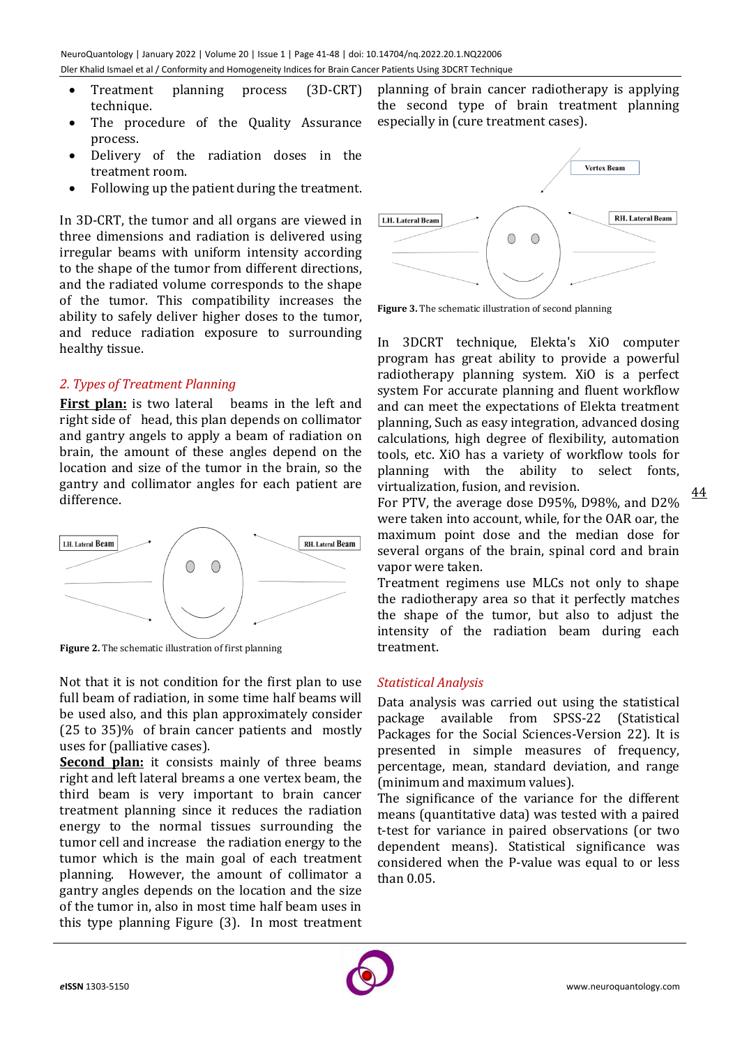- Treatment planning process (3D-CRT) technique.
- The procedure of the Quality Assurance process.
- Delivery of the radiation doses in the treatment room.
- Following up the patient during the treatment.

In 3D-CRT, the tumor and all organs are viewed in three dimensions and radiation is delivered using irregular beams with uniform intensity according to the shape of the tumor from different directions, and the radiated volume corresponds to the shape of the tumor. This compatibility increases the ability to safely deliver higher doses to the tumor, and reduce radiation exposure to surrounding healthy tissue.

## *2. Types of Treatment Planning*

**First plan:** is two lateral beams in the left and right side of head, this plan depends on collimator and gantry angels to apply a beam of radiation on brain, the amount of these angles depend on the location and size of the tumor in the brain, so the gantry and collimator angles for each patient are difference.

**Figure 2.** The schematic illustration of first planning

Not that it is not condition for the first plan to use full beam of radiation, in some time half beams will be used also, and this plan approximately consider (25 to 35)% of brain cancer patients and mostly uses for (palliative cases).

**Second plan:** it consists mainly of three beams right and left lateral breams a one vertex beam, the third beam is very important to brain cancer treatment planning since it reduces the radiation energy to the normal tissues surrounding the tumor cell and increase the radiation energy to the tumor which is the main goal of each treatment planning. However, the amount of collimator a gantry angles depends on the location and the size of the tumor in, also in most time half beam uses in this type planning Figure (3). In most treatment planning of brain cancer radiotherapy is applying the second type of brain treatment planning especially in (cure treatment cases).

**Figure 3.** The schematic illustration of second planning

In 3DCRT technique, Elekta's XiO computer program has great ability to provide a powerful radiotherapy planning system. XiO is a perfect system For accurate planning and fluent workflow and can meet the expectations of Elekta treatment planning, Such as easy integration, advanced dosing calculations, high degree of flexibility, automation tools, etc. XiO has a variety of workflow tools for planning with the ability to select fonts, virtualization, fusion, and revision.

For PTV, the average dose D95%, D98%, and D2% were taken into account, while, for the OAR oar, the maximum point dose and the median dose for several organs of the brain, spinal cord and brain vapor were taken.

Treatment regimens use MLCs not only to shape the radiotherapy area so that it perfectly matches the shape of the tumor, but also to adjust the intensity of the radiation beam during each treatment.

## *Statistical Analysis*

Data analysis was carried out using the statistical package available from SPSS-22 (Statistical Packages for the Social Sciences-Version 22). It is presented in simple measures of frequency, percentage, mean, standard deviation, and range (minimum and maximum values).

The significance of the variance for the different means (quantitative data) was tested with a paired t-test for variance in paired observations (or two dependent means). Statistical significance was considered when the P-value was equal to or less than 0.05.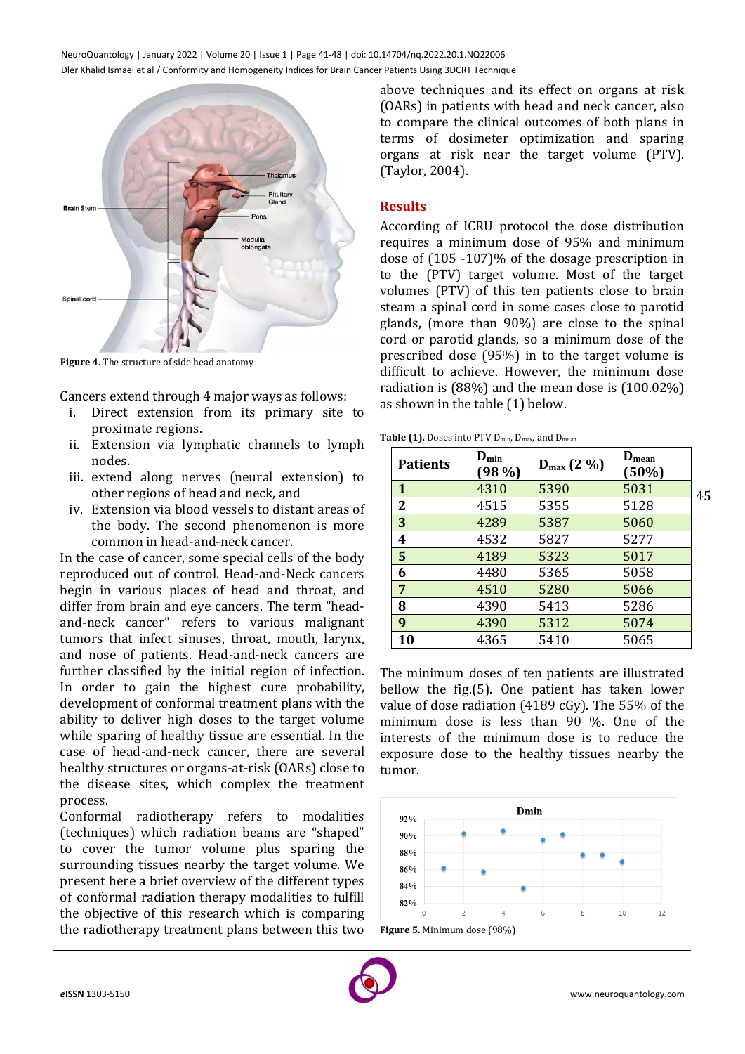Figure 4. The structure of side head anatomy

Cancers extend through 4 major ways as follows:

i. Direct extension from its primary site to proximate regions.
ii. Extension via lymphatic channels to lymph nodes.
iii. extend along nerves (neural extension) to other regions of head and neck, and
iv. Extension via blood vessels to distant areas of the body. The second phenomenon is more common in head-and-neck cancer.

In the case of cancer, some special cells of the body reproduced out of control. Head-and-Neck cancers begin in various places of head and throat, and differ from brain and eye cancers. The term "head-and-neck cancer" refers to various malignant tumors that infect sinuses, throat, mouth, larynx, and nose of patients. Head-and-neck cancers are further classified by the initial region of infection. In order to gain the highest cure probability, development of conformal treatment plans with the ability to deliver high doses to the target volume while sparing of healthy tissue are essential. In the case of head-and-neck cancer, there are several healthy structures or organs-at-risk (OARs) close to the disease sites, which complex the treatment process.

Conformal radiotherapy refers to modalities (techniques) which radiation beams are "shaped" to cover the tumor volume plus sparing the surrounding tissues nearby the target volume. We present here a brief overview of the different types of conformal radiation therapy modalities to fulfill the objective of this research which is comparing the radiotherapy treatment plans between this two above techniques and its effect on organs at risk (OARs) in patients with head and neck cancer, also to compare the clinical outcomes of both plans in terms of dosimeter optimization and sparing organs at risk near the target volume (PTV). (Taylor, 2004).

## Results

According of ICRU protocol the dose distribution requires a minimum dose of 95% and minimum dose of (105 -107)% of the dosage prescription in to the (PTV) target volume. Most of the target volumes (PTV) of this ten patients close to brain steam a spinal cord in some cases close to parotid glands, (more than 90%) are close to the spinal cord or parotid glands, so a minimum dose of the prescribed dose (95%) in to the target volume is difficult to achieve. However, the minimum dose radiation is (88%) and the mean dose is (100.02%) as shown in the table (1) below.

**Table (1).** Doses into PTV $D_{min}$, $D_{max}$, and $D_{mean}$

| Patients | $D_{min}$ (98 %) | $D_{max}$ (2 %) | $D_{mean}$ (50%) |
|---|---|---|---|
| 1 | 4310 | 5390 | 5031 |
| 2 | 4515 | 5355 | 5128 |
| 3 | 4289 | 5387 | 5060 |
| 4 | 4532 | 5827 | 5277 |
| 5 | 4189 | 5323 | 5017 |
| 6 | 4480 | 5365 | 5058 |
| 7 | 4510 | 5280 | 5066 |
| 8 | 4390 | 5413 | 5286 |
| 9 | 4390 | 5312 | 5074 |
| 10 | 4365 | 5410 | 5065 |

The minimum doses of ten patients are illustrated bellow the fig.(5). One patient has taken lower value of dose radiation (4189 cGy). The 55% of the minimum dose is less than 90 %. One of the interests of the minimum dose is to reduce the exposure dose to the healthy tissues nearby the tumor.

Figure 5. Minimum dose (98%)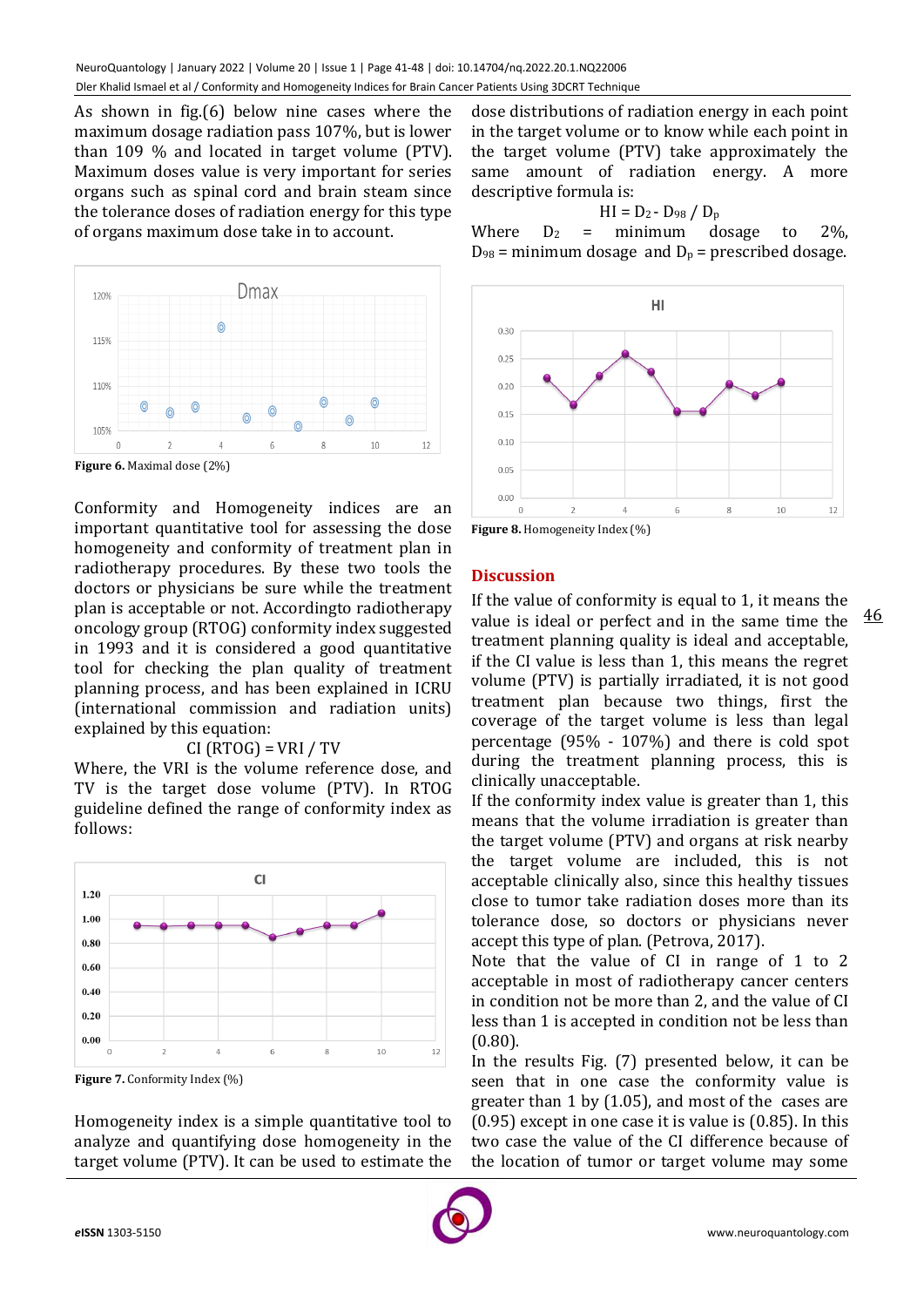As shown in fig.(6) below nine cases where the maximum dosage radiation pass 107%, but is lower than 109 % and located in target volume (PTV). Maximum doses value is very important for series organs such as spinal cord and brain steam since the tolerance doses of radiation energy for this type of organs maximum dose take in to account.

**Figure 6.** Maximal dose (2%)

Conformity and Homogeneity indices are an important quantitative tool for assessing the dose homogeneity and conformity of treatment plan in radiotherapy procedures. By these two tools the doctors or physicians be sure while the treatment plan is acceptable or not. Accordingto radiotherapy oncology group (RTOG) conformity index suggested in 1993 and it is considered a good quantitative tool for checking the plan quality of treatment planning process, and has been explained in ICRU (international commission and radiation units) explained by this equation:

$$CI\ (RTOG) = VRI\ /\ TV$$

Where, the VRI is the volume reference dose, and TV is the target dose volume (PTV). In RTOG guideline defined the range of conformity index as follows:

**Figure 7.** Conformity Index (%)

Homogeneity index is a simple quantitative tool to analyze and quantifying dose homogeneity in the target volume (PTV). It can be used to estimate the dose distributions of radiation energy in each point in the target volume or to know while each point in the target volume (PTV) take approximately the same amount of radiation energy. A more descriptive formula is:

$$HI = D_2 - D_{98}\ /\ D_p$$

Where $D_2$ = minimum dosage to 2%, $D_{98}$ = minimum dosage and $D_p$ = prescribed dosage.

**Figure 8.** Homogeneity Index (%)

## Discussion

If the value of conformity is equal to 1, it means the value is ideal or perfect and in the same time the treatment planning quality is ideal and acceptable, if the CI value is less than 1, this means the regret volume (PTV) is partially irradiated, it is not good treatment plan because two things, first the coverage of the target volume is less than legal percentage (95% - 107%) and there is cold spot during the treatment planning process, this is clinically unacceptable.

If the conformity index value is greater than 1, this means that the volume irradiation is greater than the target volume (PTV) and organs at risk nearby the target volume are included, this is not acceptable clinically also, since this healthy tissues close to tumor take radiation doses more than its tolerance dose, so doctors or physicians never accept this type of plan. (Petrova, 2017).

Note that the value of CI in range of 1 to 2 acceptable in most of radiotherapy cancer centers in condition not be more than 2, and the value of CI less than 1 is accepted in condition not be less than (0.80).

In the results Fig. (7) presented below, it can be seen that in one case the conformity value is greater than 1 by (1.05), and most of the cases are (0.95) except in one case it is value is (0.85). In this two case the value of the CI difference because of the location of tumor or target volume may some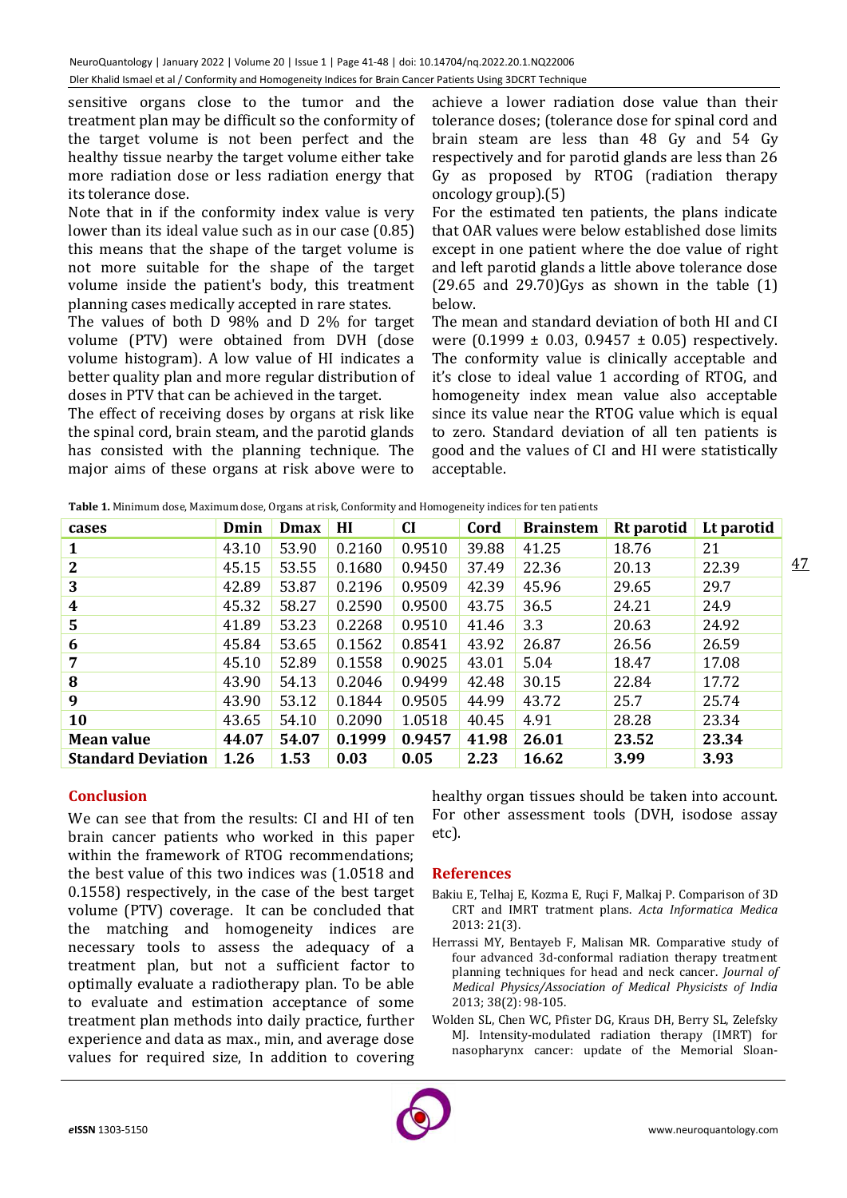sensitive organs close to the tumor and the treatment plan may be difficult so the conformity of the target volume is not been perfect and the healthy tissue nearby the target volume either take more radiation dose or less radiation energy that its tolerance dose.

Note that in if the conformity index value is very lower than its ideal value such as in our case (0.85) this means that the shape of the target volume is not more suitable for the shape of the target volume inside the patient's body, this treatment planning cases medically accepted in rare states.

The values of both D 98% and D 2% for target volume (PTV) were obtained from DVH (dose volume histogram). A low value of HI indicates a better quality plan and more regular distribution of doses in PTV that can be achieved in the target.

The effect of receiving doses by organs at risk like the spinal cord, brain steam, and the parotid glands has consisted with the planning technique. The major aims of these organs at risk above were to achieve a lower radiation dose value than their tolerance doses; (tolerance dose for spinal cord and brain steam are less than 48 Gy and 54 Gy respectively and for parotid glands are less than 26 Gy as proposed by RTOG (radiation therapy oncology group).(5)

For the estimated ten patients, the plans indicate that OAR values were below established dose limits except in one patient where the doe value of right and left parotid glands a little above tolerance dose (29.65 and 29.70)Gys as shown in the table (1) below.

The mean and standard deviation of both HI and CI were (0.1999 ± 0.03, 0.9457 ± 0.05) respectively. The conformity value is clinically acceptable and it's close to ideal value 1 according of RTOG, and homogeneity index mean value also acceptable since its value near the RTOG value which is equal to zero. Standard deviation of all ten patients is good and the values of CI and HI were statistically acceptable.

**Table 1.** Minimum dose, Maximum dose, Organs at risk, Conformity and Homogeneity indices for ten patients

| cases | Dmin | Dmax | HI | CI | Cord | Brainstem | Rt parotid | Lt parotid |
|---|---|---|---|---|---|---|---|---|
| **1** | 43.10 | 53.90 | 0.2160 | 0.9510 | 39.88 | 41.25 | 18.76 | 21 |
| **2** | 45.15 | 53.55 | 0.1680 | 0.9450 | 37.49 | 22.36 | 20.13 | 22.39 |
| **3** | 42.89 | 53.87 | 0.2196 | 0.9509 | 42.39 | 45.96 | 29.65 | 29.7 |
| **4** | 45.32 | 58.27 | 0.2590 | 0.9500 | 43.75 | 36.5 | 24.21 | 24.9 |
| **5** | 41.89 | 53.23 | 0.2268 | 0.9510 | 41.46 | 3.3 | 20.63 | 24.92 |
| **6** | 45.84 | 53.65 | 0.1562 | 0.8541 | 43.92 | 26.87 | 26.56 | 26.59 |
| **7** | 45.10 | 52.89 | 0.1558 | 0.9025 | 43.01 | 5.04 | 18.47 | 17.08 |
| **8** | 43.90 | 54.13 | 0.2046 | 0.9499 | 42.48 | 30.15 | 22.84 | 17.72 |
| **9** | 43.90 | 53.12 | 0.1844 | 0.9505 | 44.99 | 43.72 | 25.7 | 25.74 |
| **10** | 43.65 | 54.10 | 0.2090 | 1.0518 | 40.45 | 4.91 | 28.28 | 23.34 |
| **Mean value** | **44.07** | **54.07** | **0.1999** | **0.9457** | **41.98** | **26.01** | **23.52** | **23.34** |
| **Standard Deviation** | **1.26** | **1.53** | **0.03** | **0.05** | **2.23** | **16.62** | **3.99** | **3.93** |

## Conclusion

We can see that from the results: CI and HI of ten brain cancer patients who worked in this paper within the framework of RTOG recommendations; the best value of this two indices was (1.0518 and 0.1558) respectively, in the case of the best target volume (PTV) coverage. It can be concluded that the matching and homogeneity indices are necessary tools to assess the adequacy of a treatment plan, but not a sufficient factor to optimally evaluate a radiotherapy plan. To be able to evaluate and estimation acceptance of some treatment plan methods into daily practice, further experience and data as max., min, and average dose values for required size, In addition to covering healthy organ tissues should be taken into account. For other assessment tools (DVH, isodose assay etc).

## References

Bakiu E, Telhaj E, Kozma E, Ruçi F, Malkaj P. Comparison of 3D CRT and IMRT tratment plans. *Acta Informatica Medica* 2013: 21(3).

Herrassi MY, Bentayeb F, Malisan MR. Comparative study of four advanced 3d-conformal radiation therapy treatment planning techniques for head and neck cancer. *Journal of Medical Physics/Association of Medical Physicists of India* 2013; 38(2): 98-105.

Wolden SL, Chen WC, Pfister DG, Kraus DH, Berry SL, Zelefsky MJ. Intensity-modulated radiation therapy (IMRT) for nasopharynx cancer: update of the Memorial Sloan-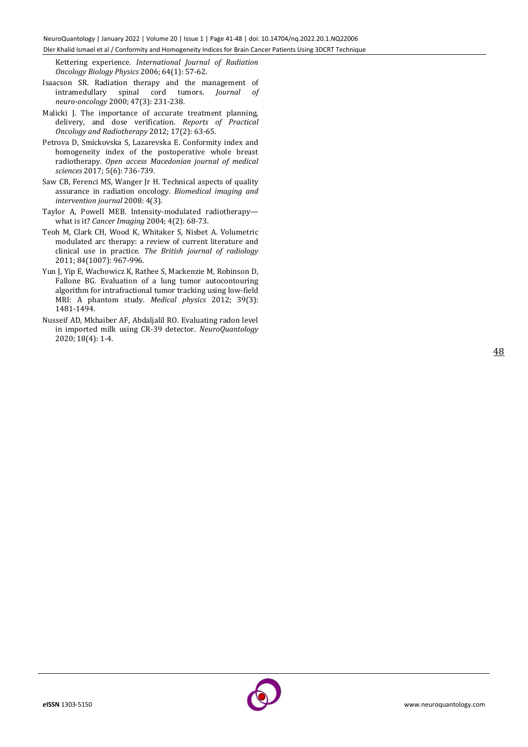Kettering experience. *International Journal of Radiation Oncology Biology Physics* 2006; 64(1): 57-62.

Isaacson SR. Radiation therapy and the management of intramedullary spinal cord tumors. *Journal of neuro-oncology* 2000; 47(3): 231-238.

Malicki J. The importance of accurate treatment planning, delivery, and dose verification. *Reports of Practical Oncology and Radiotherapy* 2012; 17(2): 63-65.

Petrova D, Smickovska S, Lazarevska E. Conformity index and homogeneity index of the postoperative whole breast radiotherapy. *Open access Macedonian journal of medical sciences* 2017; 5(6): 736-739.

Saw CB, Ferenci MS, Wanger Jr H. Technical aspects of quality assurance in radiation oncology. *Biomedical imaging and intervention journal* 2008: 4(3).

Taylor A, Powell MEB. Intensity-modulated radiotherapy—what is it? *Cancer Imaging* 2004; 4(2): 68-73.

Teoh M, Clark CH, Wood K, Whitaker S, Nisbet A. Volumetric modulated arc therapy: a review of current literature and clinical use in practice. *The British journal of radiology* 2011; 84(1007): 967-996.

Yun J, Yip E, Wachowicz K, Rathee S, Mackenzie M, Robinson D, Fallone BG. Evaluation of a lung tumor autocontouring algorithm for intrafractional tumor tracking using low-field MRI: A phantom study. *Medical physics* 2012; 39(3): 1481-1494.

Nusseif AD, Mkhaiber AF, Abdaljalil RO. Evaluating radon level in imported milk using CR-39 detector. *NeuroQuantology* 2020; 18(4): 1-4.